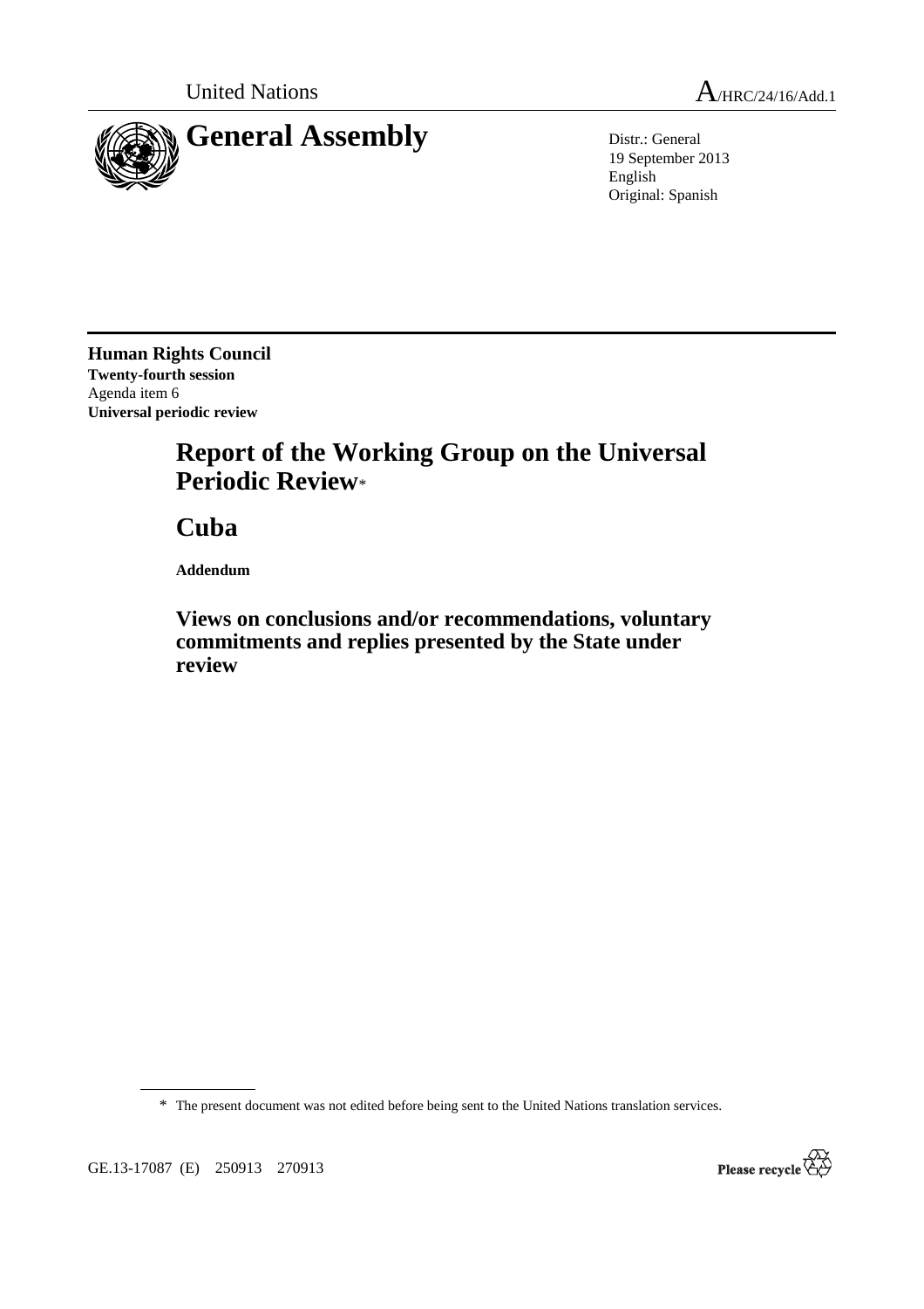United Nations A/HRC/24/16/Add.1

# General Assembly

Distr.: General
19 September 2013
English
Original: Spanish

**Human Rights Council**
**Twenty-fourth session**
Agenda item 6
**Universal periodic review**

# Report of the Working Group on the Universal Periodic Review*

# Cuba

**Addendum**

## Views on conclusions and/or recommendations, voluntary commitments and replies presented by the State under review

\* The present document was not edited before being sent to the United Nations translation services.

GE.13-17087 (E) 250913 270913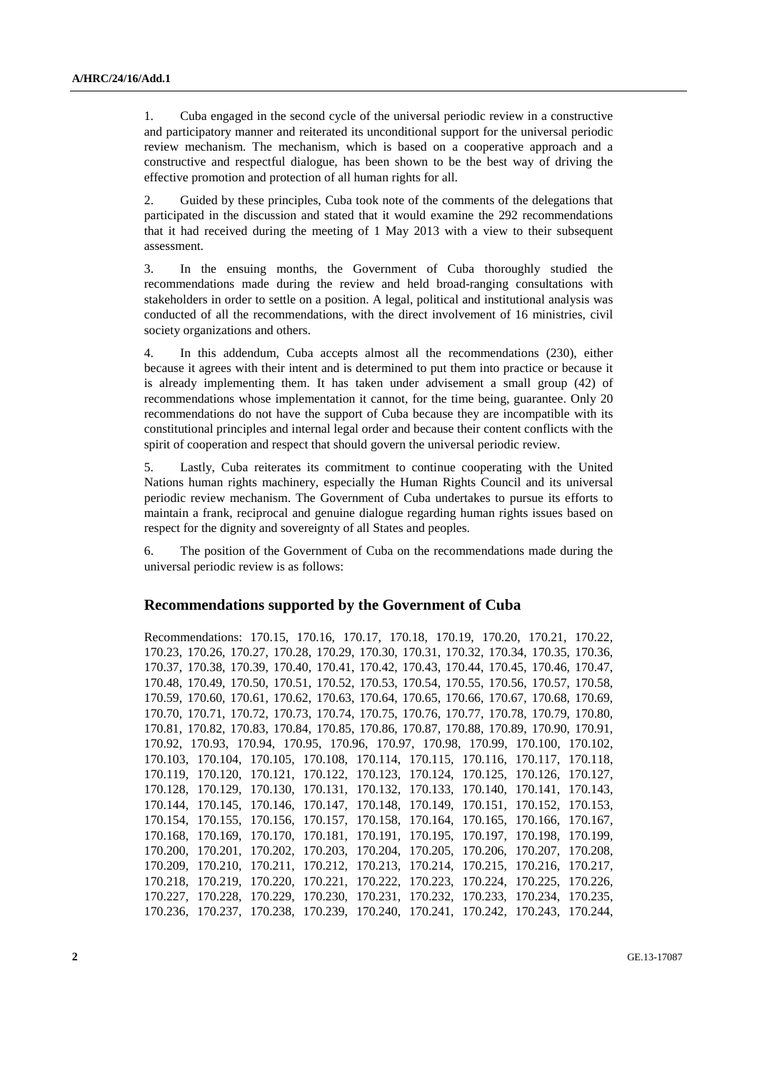1. Cuba engaged in the second cycle of the universal periodic review in a constructive and participatory manner and reiterated its unconditional support for the universal periodic review mechanism. The mechanism, which is based on a cooperative approach and a constructive and respectful dialogue, has been shown to be the best way of driving the effective promotion and protection of all human rights for all.

2. Guided by these principles, Cuba took note of the comments of the delegations that participated in the discussion and stated that it would examine the 292 recommendations that it had received during the meeting of 1 May 2013 with a view to their subsequent assessment.

3. In the ensuing months, the Government of Cuba thoroughly studied the recommendations made during the review and held broad-ranging consultations with stakeholders in order to settle on a position. A legal, political and institutional analysis was conducted of all the recommendations, with the direct involvement of 16 ministries, civil society organizations and others.

4. In this addendum, Cuba accepts almost all the recommendations (230), either because it agrees with their intent and is determined to put them into practice or because it is already implementing them. It has taken under advisement a small group (42) of recommendations whose implementation it cannot, for the time being, guarantee. Only 20 recommendations do not have the support of Cuba because they are incompatible with its constitutional principles and internal legal order and because their content conflicts with the spirit of cooperation and respect that should govern the universal periodic review.

5. Lastly, Cuba reiterates its commitment to continue cooperating with the United Nations human rights machinery, especially the Human Rights Council and its universal periodic review mechanism. The Government of Cuba undertakes to pursue its efforts to maintain a frank, reciprocal and genuine dialogue regarding human rights issues based on respect for the dignity and sovereignty of all States and peoples.

6. The position of the Government of Cuba on the recommendations made during the universal periodic review is as follows:

## Recommendations supported by the Government of Cuba

Recommendations: 170.15, 170.16, 170.17, 170.18, 170.19, 170.20, 170.21, 170.22, 170.23, 170.26, 170.27, 170.28, 170.29, 170.30, 170.31, 170.32, 170.34, 170.35, 170.36, 170.37, 170.38, 170.39, 170.40, 170.41, 170.42, 170.43, 170.44, 170.45, 170.46, 170.47, 170.48, 170.49, 170.50, 170.51, 170.52, 170.53, 170.54, 170.55, 170.56, 170.57, 170.58, 170.59, 170.60, 170.61, 170.62, 170.63, 170.64, 170.65, 170.66, 170.67, 170.68, 170.69, 170.70, 170.71, 170.72, 170.73, 170.74, 170.75, 170.76, 170.77, 170.78, 170.79, 170.80, 170.81, 170.82, 170.83, 170.84, 170.85, 170.86, 170.87, 170.88, 170.89, 170.90, 170.91, 170.92, 170.93, 170.94, 170.95, 170.96, 170.97, 170.98, 170.99, 170.100, 170.102, 170.103, 170.104, 170.105, 170.108, 170.114, 170.115, 170.116, 170.117, 170.118, 170.119, 170.120, 170.121, 170.122, 170.123, 170.124, 170.125, 170.126, 170.127, 170.128, 170.129, 170.130, 170.131, 170.132, 170.133, 170.140, 170.141, 170.143, 170.144, 170.145, 170.146, 170.147, 170.148, 170.149, 170.151, 170.152, 170.153, 170.154, 170.155, 170.156, 170.157, 170.158, 170.164, 170.165, 170.166, 170.167, 170.168, 170.169, 170.170, 170.181, 170.191, 170.195, 170.197, 170.198, 170.199, 170.200, 170.201, 170.202, 170.203, 170.204, 170.205, 170.206, 170.207, 170.208, 170.209, 170.210, 170.211, 170.212, 170.213, 170.214, 170.215, 170.216, 170.217, 170.218, 170.219, 170.220, 170.221, 170.222, 170.223, 170.224, 170.225, 170.226, 170.227, 170.228, 170.229, 170.230, 170.231, 170.232, 170.233, 170.234, 170.235, 170.236, 170.237, 170.238, 170.239, 170.240, 170.241, 170.242, 170.243, 170.244,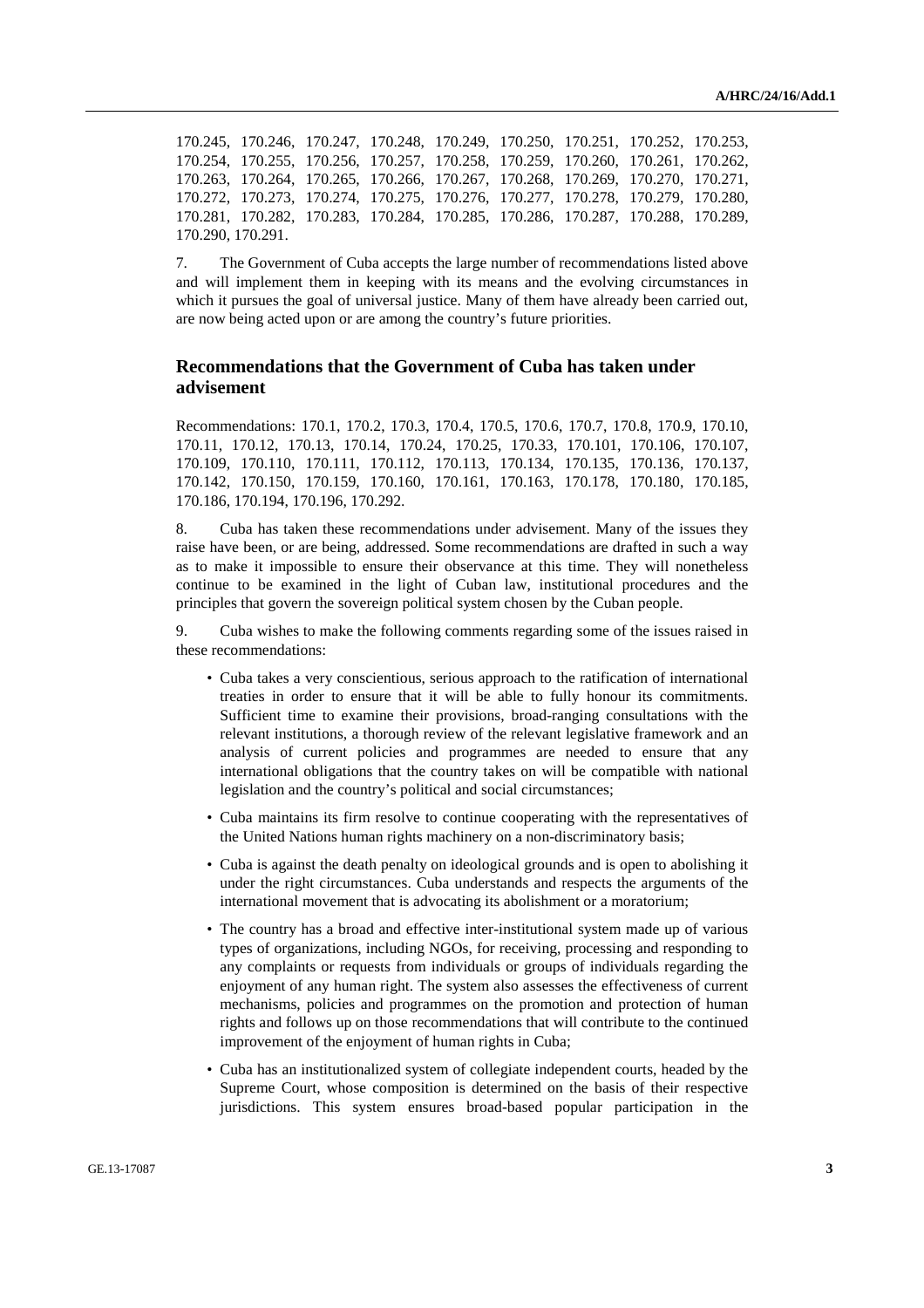170.245, 170.246, 170.247, 170.248, 170.249, 170.250, 170.251, 170.252, 170.253, 170.254, 170.255, 170.256, 170.257, 170.258, 170.259, 170.260, 170.261, 170.262, 170.263, 170.264, 170.265, 170.266, 170.267, 170.268, 170.269, 170.270, 170.271, 170.272, 170.273, 170.274, 170.275, 170.276, 170.277, 170.278, 170.279, 170.280, 170.281, 170.282, 170.283, 170.284, 170.285, 170.286, 170.287, 170.288, 170.289, 170.290, 170.291.

7. The Government of Cuba accepts the large number of recommendations listed above and will implement them in keeping with its means and the evolving circumstances in which it pursues the goal of universal justice. Many of them have already been carried out, are now being acted upon or are among the country's future priorities.

## Recommendations that the Government of Cuba has taken under advisement

Recommendations: 170.1, 170.2, 170.3, 170.4, 170.5, 170.6, 170.7, 170.8, 170.9, 170.10, 170.11, 170.12, 170.13, 170.14, 170.24, 170.25, 170.33, 170.101, 170.106, 170.107, 170.109, 170.110, 170.111, 170.112, 170.113, 170.134, 170.135, 170.136, 170.137, 170.142, 170.150, 170.159, 170.160, 170.161, 170.163, 170.178, 170.180, 170.185, 170.186, 170.194, 170.196, 170.292.

8. Cuba has taken these recommendations under advisement. Many of the issues they raise have been, or are being, addressed. Some recommendations are drafted in such a way as to make it impossible to ensure their observance at this time. They will nonetheless continue to be examined in the light of Cuban law, institutional procedures and the principles that govern the sovereign political system chosen by the Cuban people.

9. Cuba wishes to make the following comments regarding some of the issues raised in these recommendations:

- Cuba takes a very conscientious, serious approach to the ratification of international treaties in order to ensure that it will be able to fully honour its commitments. Sufficient time to examine their provisions, broad-ranging consultations with the relevant institutions, a thorough review of the relevant legislative framework and an analysis of current policies and programmes are needed to ensure that any international obligations that the country takes on will be compatible with national legislation and the country's political and social circumstances;
- Cuba maintains its firm resolve to continue cooperating with the representatives of the United Nations human rights machinery on a non-discriminatory basis;
- Cuba is against the death penalty on ideological grounds and is open to abolishing it under the right circumstances. Cuba understands and respects the arguments of the international movement that is advocating its abolishment or a moratorium;
- The country has a broad and effective inter-institutional system made up of various types of organizations, including NGOs, for receiving, processing and responding to any complaints or requests from individuals or groups of individuals regarding the enjoyment of any human right. The system also assesses the effectiveness of current mechanisms, policies and programmes on the promotion and protection of human rights and follows up on those recommendations that will contribute to the continued improvement of the enjoyment of human rights in Cuba;
- Cuba has an institutionalized system of collegiate independent courts, headed by the Supreme Court, whose composition is determined on the basis of their respective jurisdictions. This system ensures broad-based popular participation in the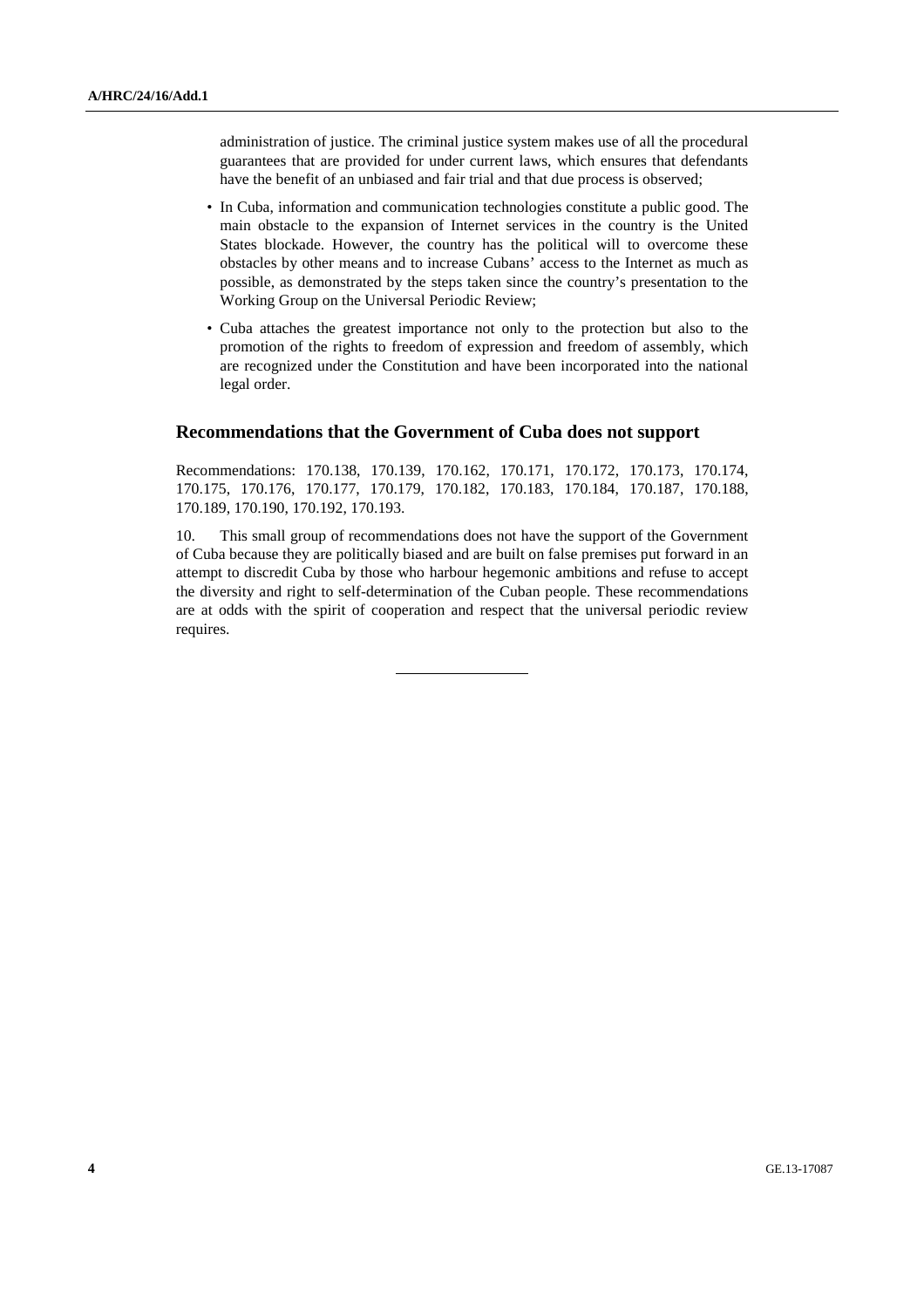administration of justice. The criminal justice system makes use of all the procedural guarantees that are provided for under current laws, which ensures that defendants have the benefit of an unbiased and fair trial and that due process is observed;

- In Cuba, information and communication technologies constitute a public good. The main obstacle to the expansion of Internet services in the country is the United States blockade. However, the country has the political will to overcome these obstacles by other means and to increase Cubans' access to the Internet as much as possible, as demonstrated by the steps taken since the country's presentation to the Working Group on the Universal Periodic Review;
- Cuba attaches the greatest importance not only to the protection but also to the promotion of the rights to freedom of expression and freedom of assembly, which are recognized under the Constitution and have been incorporated into the national legal order.

## Recommendations that the Government of Cuba does not support

Recommendations: 170.138, 170.139, 170.162, 170.171, 170.172, 170.173, 170.174, 170.175, 170.176, 170.177, 170.179, 170.182, 170.183, 170.184, 170.187, 170.188, 170.189, 170.190, 170.192, 170.193.

10. This small group of recommendations does not have the support of the Government of Cuba because they are politically biased and are built on false premises put forward in an attempt to discredit Cuba by those who harbour hegemonic ambitions and refuse to accept the diversity and right to self-determination of the Cuban people. These recommendations are at odds with the spirit of cooperation and respect that the universal periodic review requires.